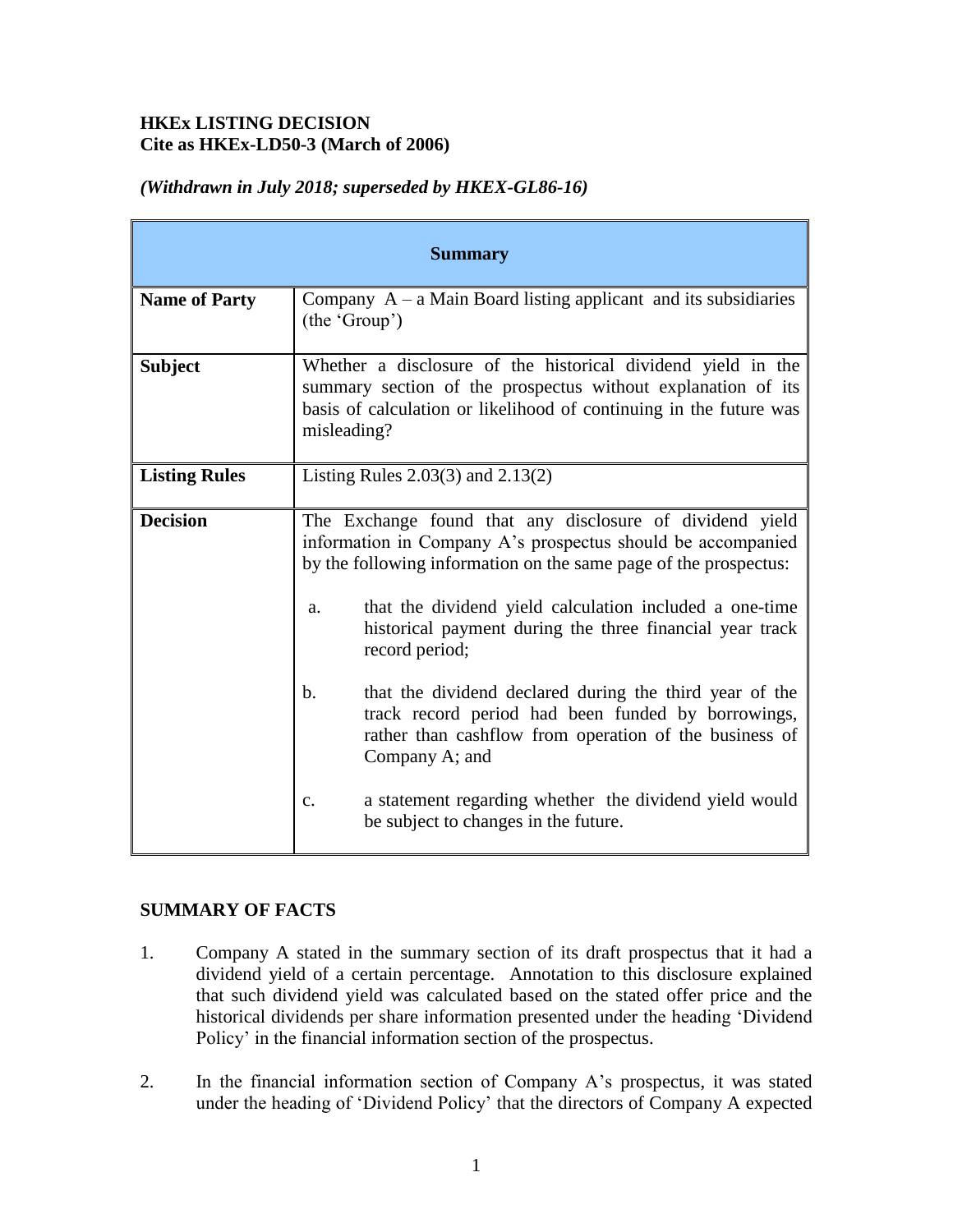**HKEx LISTING DECISION**
**Cite as HKEx-LD50-3 (March of 2006)**

***(Withdrawn in July 2018; superseded by HKEX-GL86-16)***

| **Summary** | |
|---|---|
| **Name of Party** | Company A – a Main Board listing applicant and its subsidiaries (the 'Group') |
| **Subject** | Whether a disclosure of the historical dividend yield in the summary section of the prospectus without explanation of its basis of calculation or likelihood of continuing in the future was misleading? |
| **Listing Rules** | Listing Rules 2.03(3) and 2.13(2) |
| **Decision** | The Exchange found that any disclosure of dividend yield information in Company A's prospectus should be accompanied by the following information on the same page of the prospectus:<br><br>a. that the dividend yield calculation included a one-time historical payment during the three financial year track record period;<br><br>b. that the dividend declared during the third year of the track record period had been funded by borrowings, rather than cashflow from operation of the business of Company A; and<br><br>c. a statement regarding whether the dividend yield would be subject to changes in the future. |

**SUMMARY OF FACTS**

1. Company A stated in the summary section of its draft prospectus that it had a dividend yield of a certain percentage. Annotation to this disclosure explained that such dividend yield was calculated based on the stated offer price and the historical dividends per share information presented under the heading 'Dividend Policy' in the financial information section of the prospectus.

2. In the financial information section of Company A's prospectus, it was stated under the heading of 'Dividend Policy' that the directors of Company A expected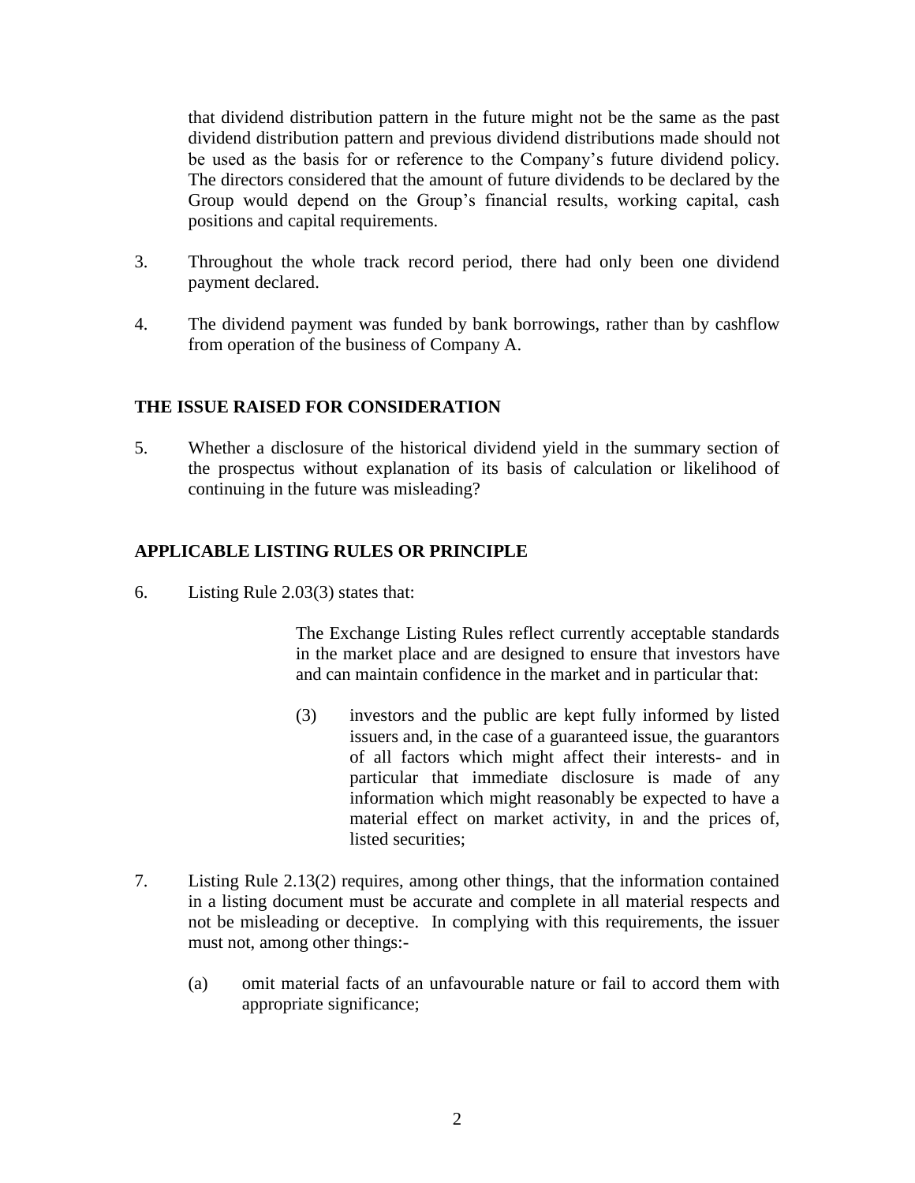that dividend distribution pattern in the future might not be the same as the past dividend distribution pattern and previous dividend distributions made should not be used as the basis for or reference to the Company's future dividend policy. The directors considered that the amount of future dividends to be declared by the Group would depend on the Group's financial results, working capital, cash positions and capital requirements.

3. Throughout the whole track record period, there had only been one dividend payment declared.

4. The dividend payment was funded by bank borrowings, rather than by cashflow from operation of the business of Company A.

## THE ISSUE RAISED FOR CONSIDERATION

5. Whether a disclosure of the historical dividend yield in the summary section of the prospectus without explanation of its basis of calculation or likelihood of continuing in the future was misleading?

## APPLICABLE LISTING RULES OR PRINCIPLE

6. Listing Rule 2.03(3) states that:

   > The Exchange Listing Rules reflect currently acceptable standards in the market place and are designed to ensure that investors have and can maintain confidence in the market and in particular that:
   >
   > (3) investors and the public are kept fully informed by listed issuers and, in the case of a guaranteed issue, the guarantors of all factors which might affect their interests- and in particular that immediate disclosure is made of any information which might reasonably be expected to have a material effect on market activity, in and the prices of, listed securities;

7. Listing Rule 2.13(2) requires, among other things, that the information contained in a listing document must be accurate and complete in all material respects and not be misleading or deceptive. In complying with this requirements, the issuer must not, among other things:-

   (a) omit material facts of an unfavourable nature or fail to accord them with appropriate significance;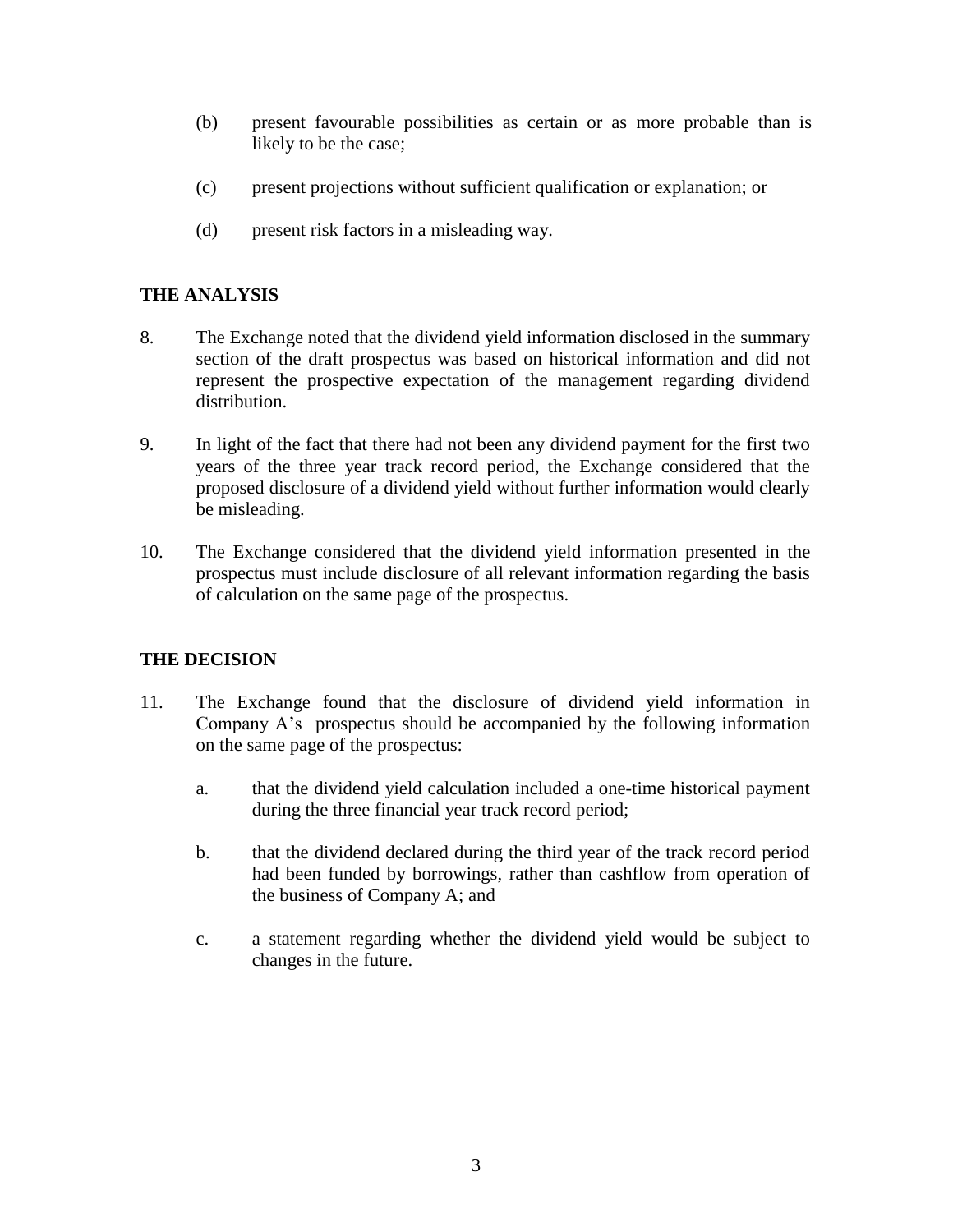(b) present favourable possibilities as certain or as more probable than is likely to be the case;

(c) present projections without sufficient qualification or explanation; or

(d) present risk factors in a misleading way.

## THE ANALYSIS

8. The Exchange noted that the dividend yield information disclosed in the summary section of the draft prospectus was based on historical information and did not represent the prospective expectation of the management regarding dividend distribution.

9. In light of the fact that there had not been any dividend payment for the first two years of the three year track record period, the Exchange considered that the proposed disclosure of a dividend yield without further information would clearly be misleading.

10. The Exchange considered that the dividend yield information presented in the prospectus must include disclosure of all relevant information regarding the basis of calculation on the same page of the prospectus.

## THE DECISION

11. The Exchange found that the disclosure of dividend yield information in Company A's prospectus should be accompanied by the following information on the same page of the prospectus:

    a. that the dividend yield calculation included a one-time historical payment during the three financial year track record period;

    b. that the dividend declared during the third year of the track record period had been funded by borrowings, rather than cashflow from operation of the business of Company A; and

    c. a statement regarding whether the dividend yield would be subject to changes in the future.